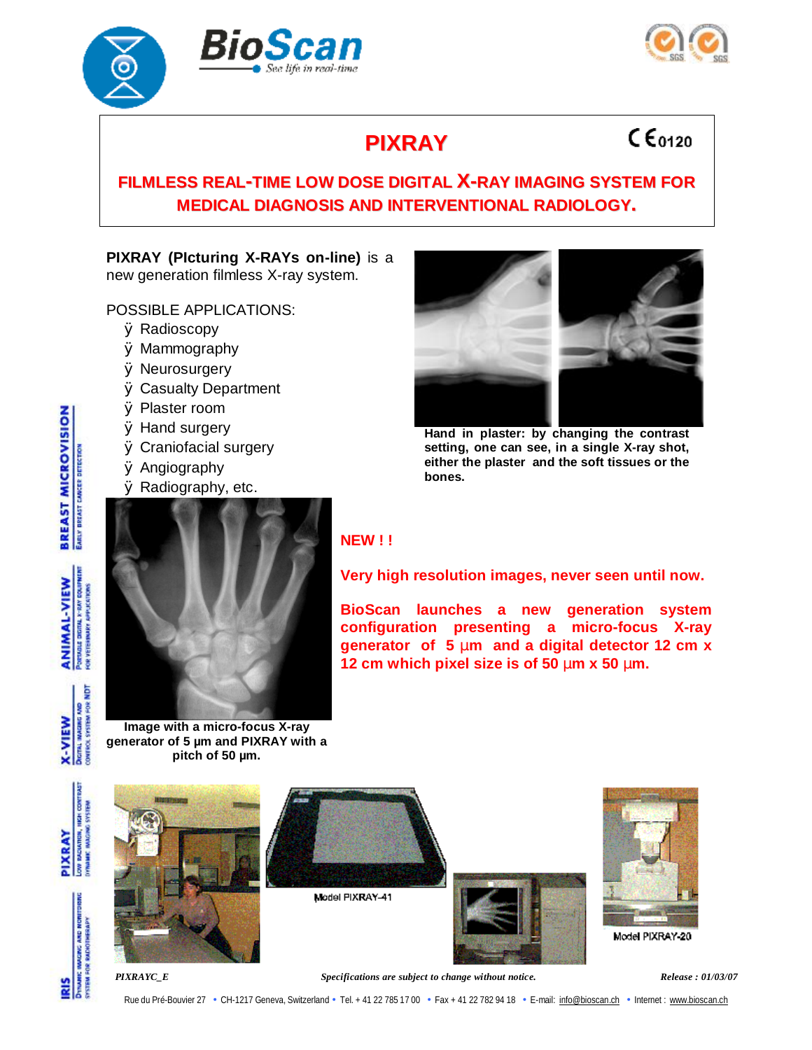# PIXRAY

CE 0120

## FILMLESS REAL-TIME LOW DOSE DIGITAL X-RAY IMAGING SYSTEM FOR MEDICAL DIAGNOSIS AND INTERVENTIONAL RADIOLOGY.

**PIXRAY (PIcturing X-RAYs on-line)** is a new generation filmless X-ray system.

POSSIBLE APPLICATIONS:

- Radioscopy
- Mammography
- Neurosurgery
- Casualty Department
- Plaster room
- Hand surgery
- Craniofacial surgery
- Angiography
- Radiography, etc.

**Hand in plaster: by changing the contrast setting, one can see, in a single X-ray shot, either the plaster and the soft tissues or the bones.**

**Image with a micro-focus X-ray generator of 5 µm and PIXRAY with a pitch of 50 µm.**

**NEW ! !**

**Very high resolution images, never seen until now.**

**BioScan launches a new generation system configuration presenting a micro-focus X-ray generator of 5 µm and a digital detector 12 cm x 12 cm which pixel size is of 50 µm x 50 µm.**

Model PIXRAY-41

Model PIXRAY-20

*PIXRAYC_E* *Specifications are subject to change without notice.* *Release : 01/03/07*

Rue du Pré-Bouvier 27 • CH-1217 Geneva, Switzerland • Tel. + 41 22 785 17 00 • Fax + 41 22 782 94 18 • E-mail: info@bioscan.ch • Internet : www.bioscan.ch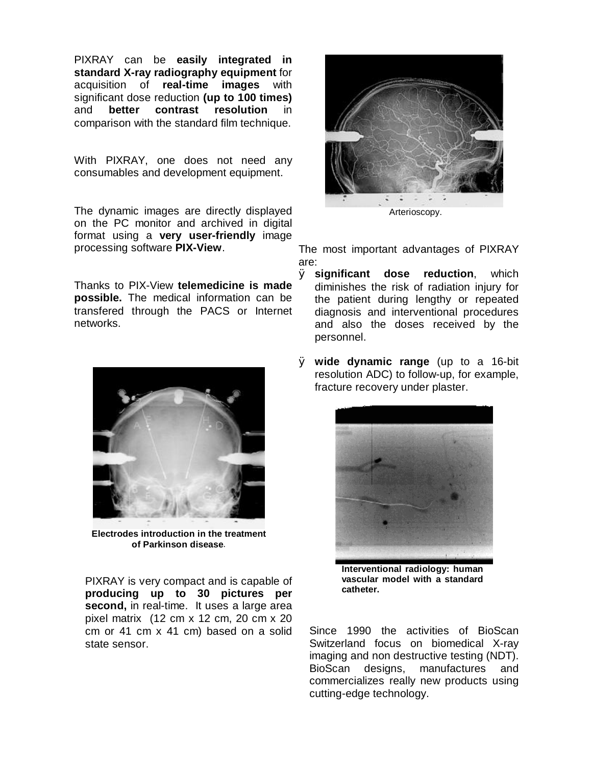PIXRAY can be **easily integrated in standard X-ray radiography equipment** for acquisition of **real-time images** with significant dose reduction **(up to 100 times)** and **better contrast resolution** in comparison with the standard film technique.

With PIXRAY, one does not need any consumables and development equipment.

The dynamic images are directly displayed on the PC monitor and archived in digital format using a **very user-friendly** image processing software **PIX-View**.

Thanks to PIX-View **telemedicine is made possible.** The medical information can be transfered through the PACS or Internet networks.

**Electrodes introduction in the treatment of Parkinson disease**.

PIXRAY is very compact and is capable of **producing up to 30 pictures per second,** in real-time. It uses a large area pixel matrix (12 cm x 12 cm, 20 cm x 20 cm or 41 cm x 41 cm) based on a solid state sensor.

Arterioscopy.

The most important advantages of PIXRAY are:

- **significant dose reduction**, which diminishes the risk of radiation injury for the patient during lengthy or repeated diagnosis and interventional procedures and also the doses received by the personnel.
- **wide dynamic range** (up to a 16-bit resolution ADC) to follow-up, for example, fracture recovery under plaster.

**Interventional radiology: human vascular model with a standard catheter.**

Since 1990 the activities of BioScan Switzerland focus on biomedical X-ray imaging and non destructive testing (NDT). BioScan designs, manufactures and commercializes really new products using cutting-edge technology.